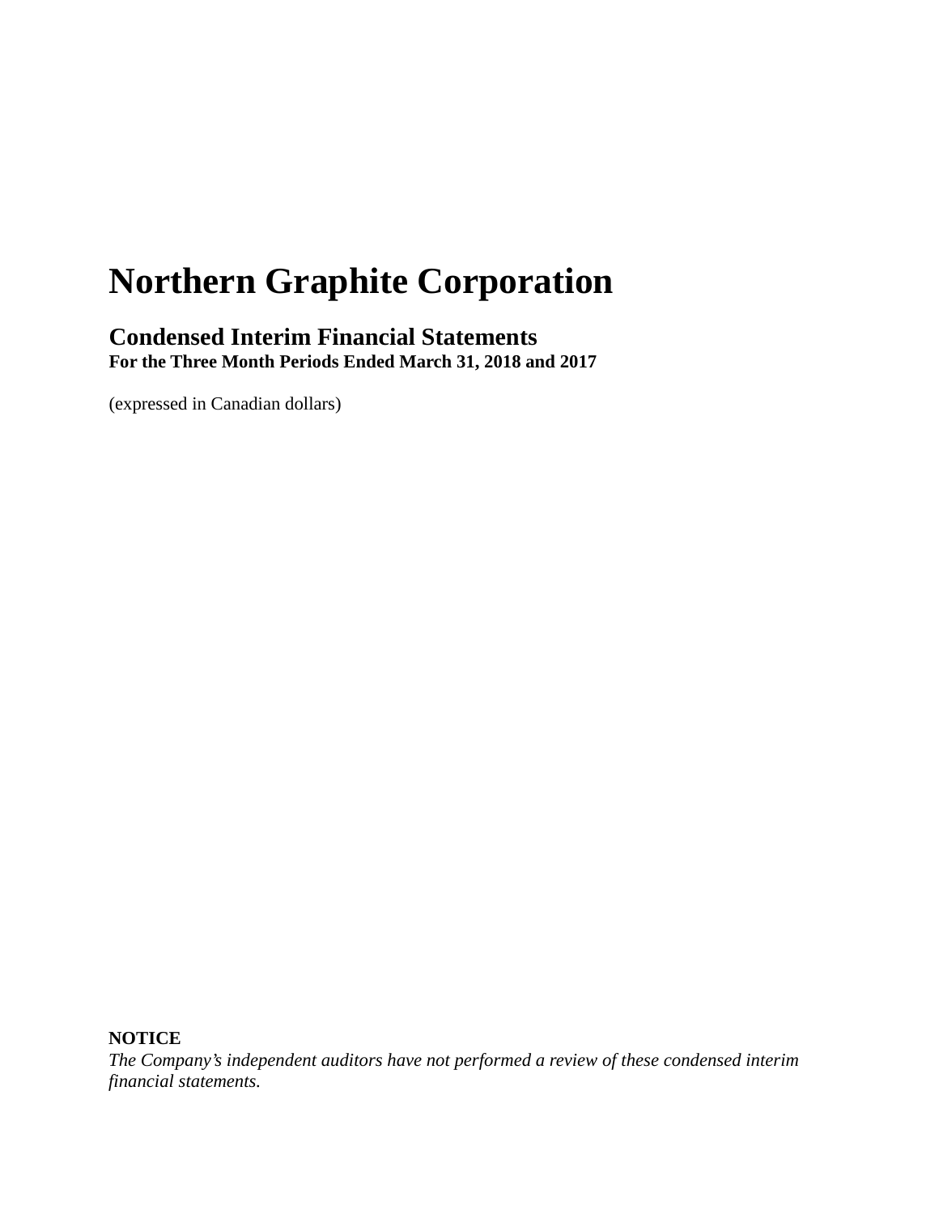# Northern Graphite Corporation

## Condensed Interim Financial Statements

**For the Three Month Periods Ended March 31, 2018 and 2017**

(expressed in Canadian dollars)

**NOTICE**

*The Company's independent auditors have not performed a review of these condensed interim financial statements.*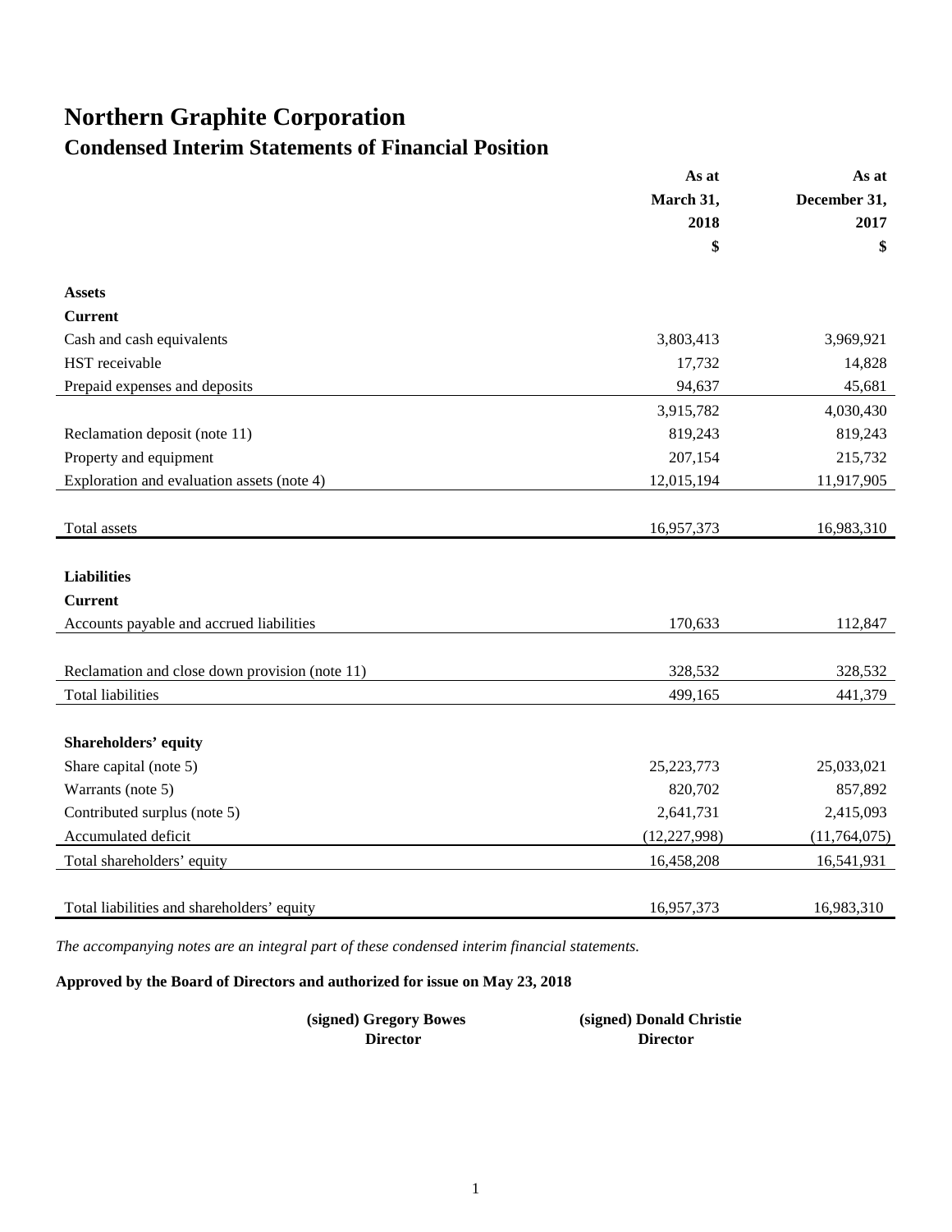# Northern Graphite Corporation

## Condensed Interim Statements of Financial Position

| | As at March 31, 2018 $ | As at December 31, 2017 $ |
|---|---|---|
| **Assets** | | |
| **Current** | | |
| Cash and cash equivalents | 3,803,413 | 3,969,921 |
| HST receivable | 17,732 | 14,828 |
| Prepaid expenses and deposits | 94,637 | 45,681 |
| | 3,915,782 | 4,030,430 |
| Reclamation deposit (note 11) | 819,243 | 819,243 |
| Property and equipment | 207,154 | 215,732 |
| Exploration and evaluation assets (note 4) | 12,015,194 | 11,917,905 |
| Total assets | 16,957,373 | 16,983,310 |
| **Liabilities** | | |
| **Current** | | |
| Accounts payable and accrued liabilities | 170,633 | 112,847 |
| Reclamation and close down provision (note 11) | 328,532 | 328,532 |
| Total liabilities | 499,165 | 441,379 |
| **Shareholders' equity** | | |
| Share capital (note 5) | 25,223,773 | 25,033,021 |
| Warrants (note 5) | 820,702 | 857,892 |
| Contributed surplus (note 5) | 2,641,731 | 2,415,093 |
| Accumulated deficit | (12,227,998) | (11,764,075) |
| Total shareholders' equity | 16,458,208 | 16,541,931 |
| Total liabilities and shareholders' equity | 16,957,373 | 16,983,310 |

*The accompanying notes are an integral part of these condensed interim financial statements.*

**Approved by the Board of Directors and authorized for issue on May 23, 2018**

| **(signed) Gregory Bowes** | **(signed) Donald Christie** |
|---|---|
| **Director** | **Director** |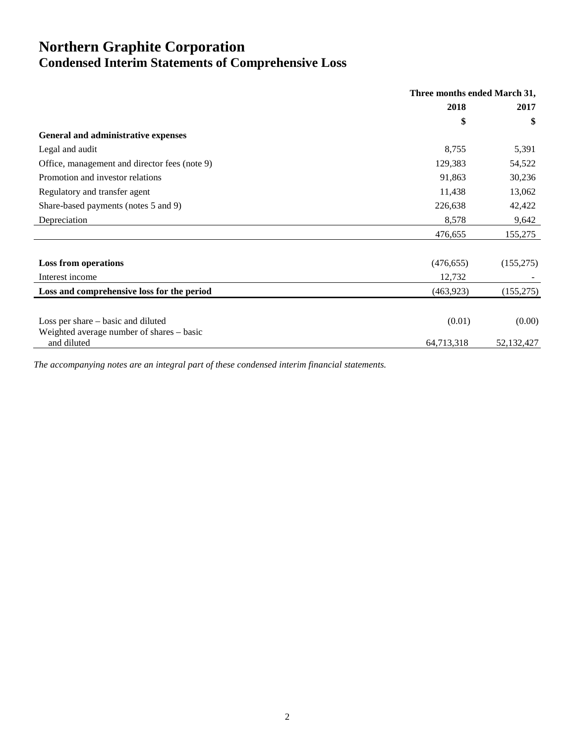# Northern Graphite Corporation
## Condensed Interim Statements of Comprehensive Loss

| | Three months ended March 31, | |
|---|---|---|
| | 2018 | 2017 |
| | $ | $ |
| **General and administrative expenses** | | |
| Legal and audit | 8,755 | 5,391 |
| Office, management and director fees (note 9) | 129,383 | 54,522 |
| Promotion and investor relations | 91,863 | 30,236 |
| Regulatory and transfer agent | 11,438 | 13,062 |
| Share-based payments (notes 5 and 9) | 226,638 | 42,422 |
| Depreciation | 8,578 | 9,642 |
| | 476,655 | 155,275 |
| **Loss from operations** | (476,655) | (155,275) |
| Interest income | 12,732 | - |
| **Loss and comprehensive loss for the period** | (463,923) | (155,275) |
| Loss per share – basic and diluted | (0.01) | (0.00) |
| Weighted average number of shares – basic and diluted | 64,713,318 | 52,132,427 |

*The accompanying notes are an integral part of these condensed interim financial statements.*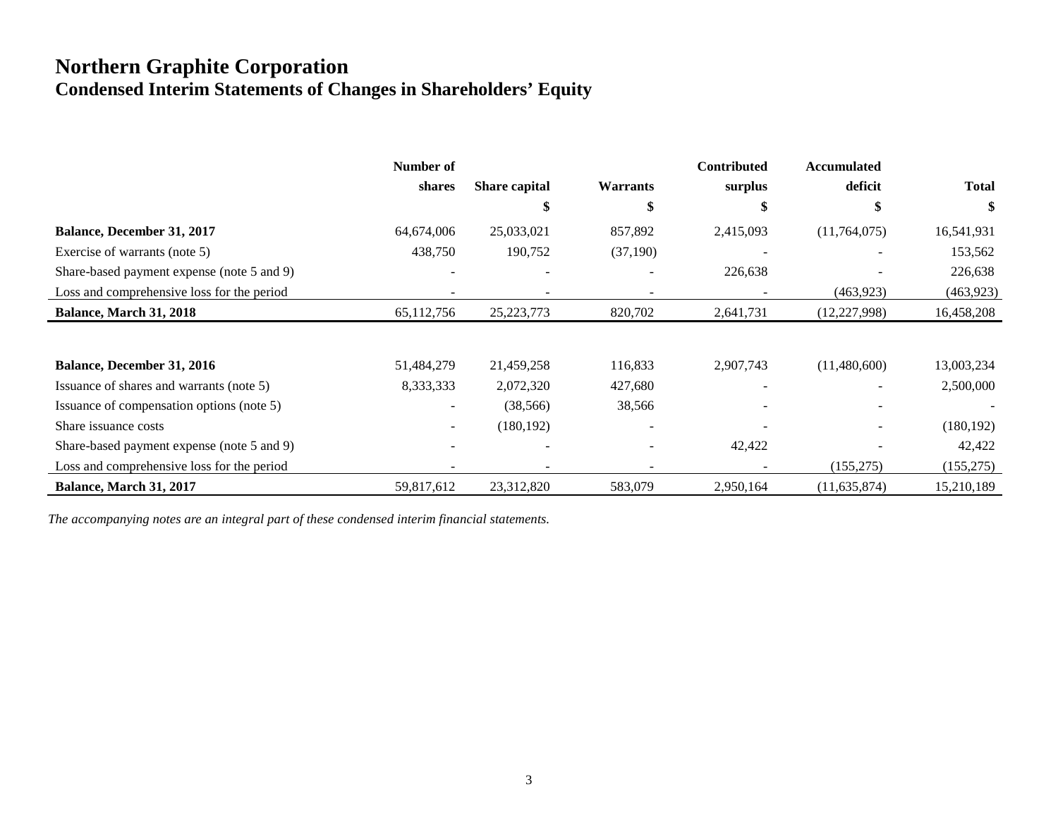# Northern Graphite Corporation
## Condensed Interim Statements of Changes in Shareholders' Equity

| | Number of shares | Share capital | Warrants | Contributed surplus | Accumulated deficit | Total |
|---|---|---|---|---|---|---|
| | | $ | $ | $ | $ | $ |
| **Balance, December 31, 2017** | 64,674,006 | 25,033,021 | 857,892 | 2,415,093 | (11,764,075) | 16,541,931 |
| Exercise of warrants (note 5) | 438,750 | 190,752 | (37,190) | - | - | 153,562 |
| Share-based payment expense (note 5 and 9) | - | - | - | 226,638 | - | 226,638 |
| Loss and comprehensive loss for the period | - | - | - | - | (463,923) | (463,923) |
| **Balance, March 31, 2018** | 65,112,756 | 25,223,773 | 820,702 | 2,641,731 | (12,227,998) | 16,458,208 |
| | | | | | | |
| **Balance, December 31, 2016** | 51,484,279 | 21,459,258 | 116,833 | 2,907,743 | (11,480,600) | 13,003,234 |
| Issuance of shares and warrants (note 5) | 8,333,333 | 2,072,320 | 427,680 | - | - | 2,500,000 |
| Issuance of compensation options (note 5) | - | (38,566) | 38,566 | - | - | - |
| Share issuance costs | - | (180,192) | - | - | - | (180,192) |
| Share-based payment expense (note 5 and 9) | - | - | - | 42,422 | - | 42,422 |
| Loss and comprehensive loss for the period | - | - | - | - | (155,275) | (155,275) |
| **Balance, March 31, 2017** | 59,817,612 | 23,312,820 | 583,079 | 2,950,164 | (11,635,874) | 15,210,189 |

*The accompanying notes are an integral part of these condensed interim financial statements.*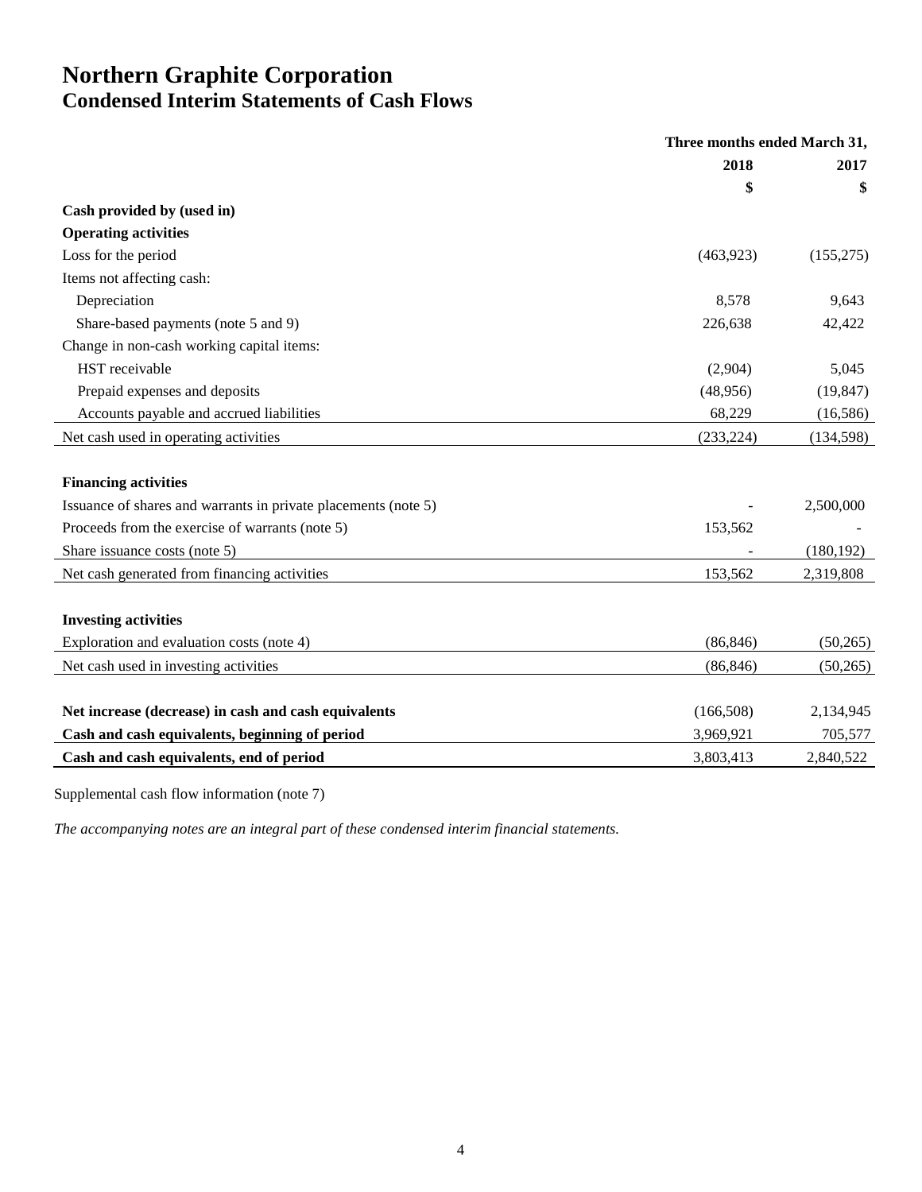# Northern Graphite Corporation
## Condensed Interim Statements of Cash Flows

| | Three months ended March 31, | |
|---|---|---|
| | 2018 | 2017 |
| | $ | $ |
| **Cash provided by (used in)** | | |
| **Operating activities** | | |
| Loss for the period | (463,923) | (155,275) |
| Items not affecting cash: | | |
| Depreciation | 8,578 | 9,643 |
| Share-based payments (note 5 and 9) | 226,638 | 42,422 |
| Change in non-cash working capital items: | | |
| HST receivable | (2,904) | 5,045 |
| Prepaid expenses and deposits | (48,956) | (19,847) |
| Accounts payable and accrued liabilities | 68,229 | (16,586) |
| Net cash used in operating activities | (233,224) | (134,598) |
| | | |
| **Financing activities** | | |
| Issuance of shares and warrants in private placements (note 5) | - | 2,500,000 |
| Proceeds from the exercise of warrants (note 5) | 153,562 | - |
| Share issuance costs (note 5) | - | (180,192) |
| Net cash generated from financing activities | 153,562 | 2,319,808 |
| | | |
| **Investing activities** | | |
| Exploration and evaluation costs (note 4) | (86,846) | (50,265) |
| Net cash used in investing activities | (86,846) | (50,265) |
| | | |
| **Net increase (decrease) in cash and cash equivalents** | (166,508) | 2,134,945 |
| **Cash and cash equivalents, beginning of period** | 3,969,921 | 705,577 |
| **Cash and cash equivalents, end of period** | 3,803,413 | 2,840,522 |

Supplemental cash flow information (note 7)

*The accompanying notes are an integral part of these condensed interim financial statements.*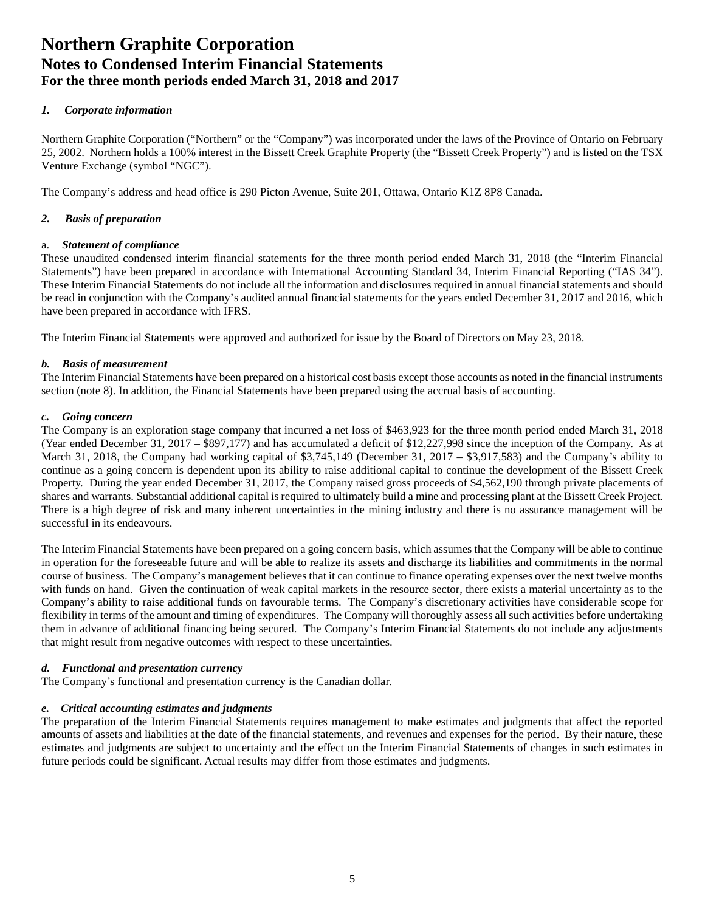# Northern Graphite Corporation
## Notes to Condensed Interim Financial Statements
### For the three month periods ended March 31, 2018 and 2017

### *1. Corporate information*

Northern Graphite Corporation ("Northern" or the "Company") was incorporated under the laws of the Province of Ontario on February 25, 2002. Northern holds a 100% interest in the Bissett Creek Graphite Property (the "Bissett Creek Property") and is listed on the TSX Venture Exchange (symbol "NGC").

The Company's address and head office is 290 Picton Avenue, Suite 201, Ottawa, Ontario K1Z 8P8 Canada.

### *2. Basis of preparation*

a. ***Statement of compliance***
These unaudited condensed interim financial statements for the three month period ended March 31, 2018 (the "Interim Financial Statements") have been prepared in accordance with International Accounting Standard 34, Interim Financial Reporting ("IAS 34"). These Interim Financial Statements do not include all the information and disclosures required in annual financial statements and should be read in conjunction with the Company's audited annual financial statements for the years ended December 31, 2017 and 2016, which have been prepared in accordance with IFRS.

The Interim Financial Statements were approved and authorized for issue by the Board of Directors on May 23, 2018.

***b. Basis of measurement***
The Interim Financial Statements have been prepared on a historical cost basis except those accounts as noted in the financial instruments section (note 8). In addition, the Financial Statements have been prepared using the accrual basis of accounting.

***c. Going concern***
The Company is an exploration stage company that incurred a net loss of $463,923 for the three month period ended March 31, 2018 (Year ended December 31, 2017 – $897,177) and has accumulated a deficit of $12,227,998 since the inception of the Company. As at March 31, 2018, the Company had working capital of $3,745,149 (December 31, 2017 – $3,917,583) and the Company's ability to continue as a going concern is dependent upon its ability to raise additional capital to continue the development of the Bissett Creek Property. During the year ended December 31, 2017, the Company raised gross proceeds of $4,562,190 through private placements of shares and warrants. Substantial additional capital is required to ultimately build a mine and processing plant at the Bissett Creek Project. There is a high degree of risk and many inherent uncertainties in the mining industry and there is no assurance management will be successful in its endeavours.

The Interim Financial Statements have been prepared on a going concern basis, which assumes that the Company will be able to continue in operation for the foreseeable future and will be able to realize its assets and discharge its liabilities and commitments in the normal course of business. The Company's management believes that it can continue to finance operating expenses over the next twelve months with funds on hand. Given the continuation of weak capital markets in the resource sector, there exists a material uncertainty as to the Company's ability to raise additional funds on favourable terms. The Company's discretionary activities have considerable scope for flexibility in terms of the amount and timing of expenditures. The Company will thoroughly assess all such activities before undertaking them in advance of additional financing being secured. The Company's Interim Financial Statements do not include any adjustments that might result from negative outcomes with respect to these uncertainties.

***d. Functional and presentation currency***
The Company's functional and presentation currency is the Canadian dollar.

***e. Critical accounting estimates and judgments***
The preparation of the Interim Financial Statements requires management to make estimates and judgments that affect the reported amounts of assets and liabilities at the date of the financial statements, and revenues and expenses for the period. By their nature, these estimates and judgments are subject to uncertainty and the effect on the Interim Financial Statements of changes in such estimates in future periods could be significant. Actual results may differ from those estimates and judgments.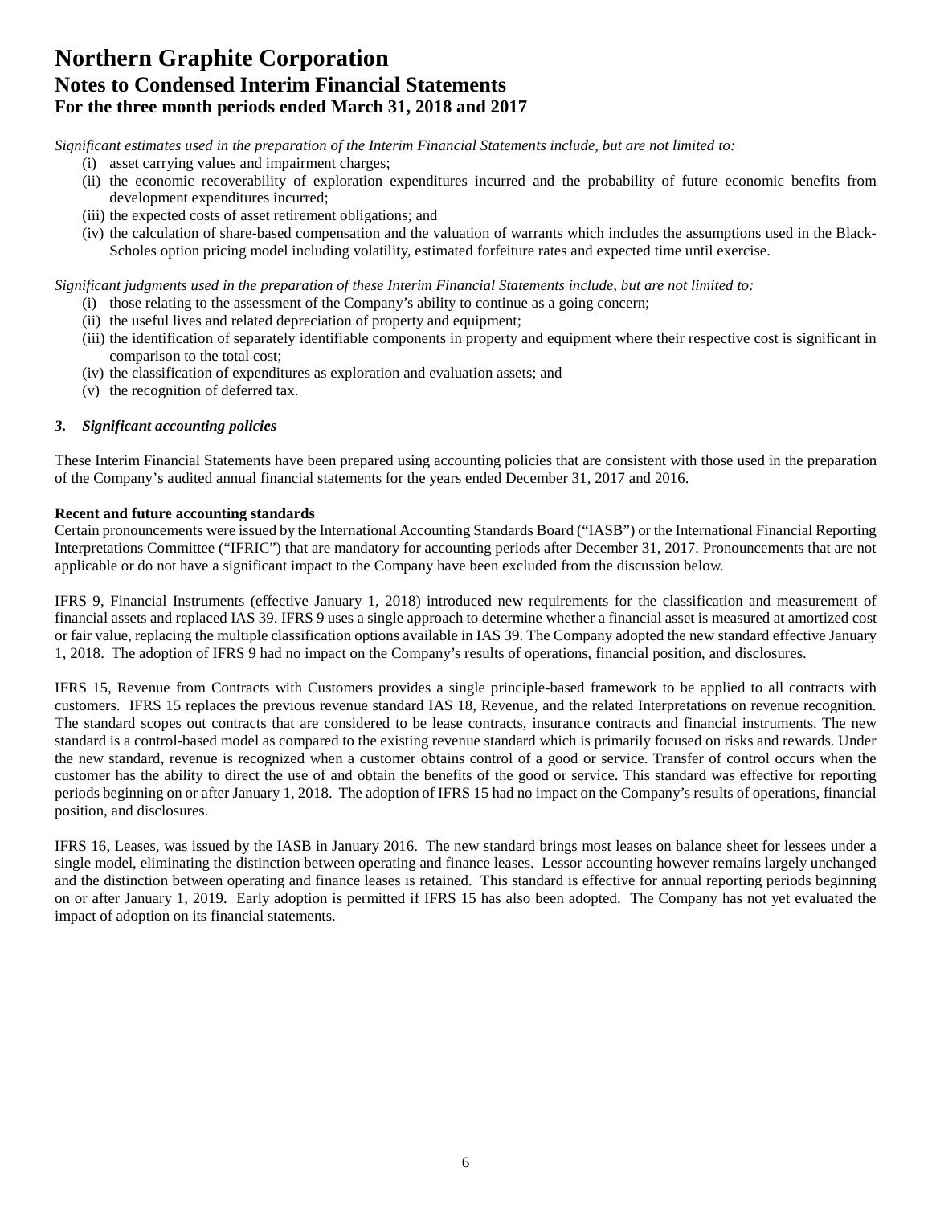*Significant estimates used in the preparation of the Interim Financial Statements include, but are not limited to:*

(i) asset carrying values and impairment charges;
(ii) the economic recoverability of exploration expenditures incurred and the probability of future economic benefits from development expenditures incurred;
(iii) the expected costs of asset retirement obligations; and
(iv) the calculation of share-based compensation and the valuation of warrants which includes the assumptions used in the Black-Scholes option pricing model including volatility, estimated forfeiture rates and expected time until exercise.

*Significant judgments used in the preparation of these Interim Financial Statements include, but are not limited to:*

(i) those relating to the assessment of the Company's ability to continue as a going concern;
(ii) the useful lives and related depreciation of property and equipment;
(iii) the identification of separately identifiable components in property and equipment where their respective cost is significant in comparison to the total cost;
(iv) the classification of expenditures as exploration and evaluation assets; and
(v) the recognition of deferred tax.

### *3. Significant accounting policies*

These Interim Financial Statements have been prepared using accounting policies that are consistent with those used in the preparation of the Company's audited annual financial statements for the years ended December 31, 2017 and 2016.

**Recent and future accounting standards**

Certain pronouncements were issued by the International Accounting Standards Board ("IASB") or the International Financial Reporting Interpretations Committee ("IFRIC") that are mandatory for accounting periods after December 31, 2017. Pronouncements that are not applicable or do not have a significant impact to the Company have been excluded from the discussion below.

IFRS 9, Financial Instruments (effective January 1, 2018) introduced new requirements for the classification and measurement of financial assets and replaced IAS 39. IFRS 9 uses a single approach to determine whether a financial asset is measured at amortized cost or fair value, replacing the multiple classification options available in IAS 39. The Company adopted the new standard effective January 1, 2018. The adoption of IFRS 9 had no impact on the Company's results of operations, financial position, and disclosures.

IFRS 15, Revenue from Contracts with Customers provides a single principle-based framework to be applied to all contracts with customers. IFRS 15 replaces the previous revenue standard IAS 18, Revenue, and the related Interpretations on revenue recognition. The standard scopes out contracts that are considered to be lease contracts, insurance contracts and financial instruments. The new standard is a control-based model as compared to the existing revenue standard which is primarily focused on risks and rewards. Under the new standard, revenue is recognized when a customer obtains control of a good or service. Transfer of control occurs when the customer has the ability to direct the use of and obtain the benefits of the good or service. This standard was effective for reporting periods beginning on or after January 1, 2018. The adoption of IFRS 15 had no impact on the Company's results of operations, financial position, and disclosures.

IFRS 16, Leases, was issued by the IASB in January 2016. The new standard brings most leases on balance sheet for lessees under a single model, eliminating the distinction between operating and finance leases. Lessor accounting however remains largely unchanged and the distinction between operating and finance leases is retained. This standard is effective for annual reporting periods beginning on or after January 1, 2019. Early adoption is permitted if IFRS 15 has also been adopted. The Company has not yet evaluated the impact of adoption on its financial statements.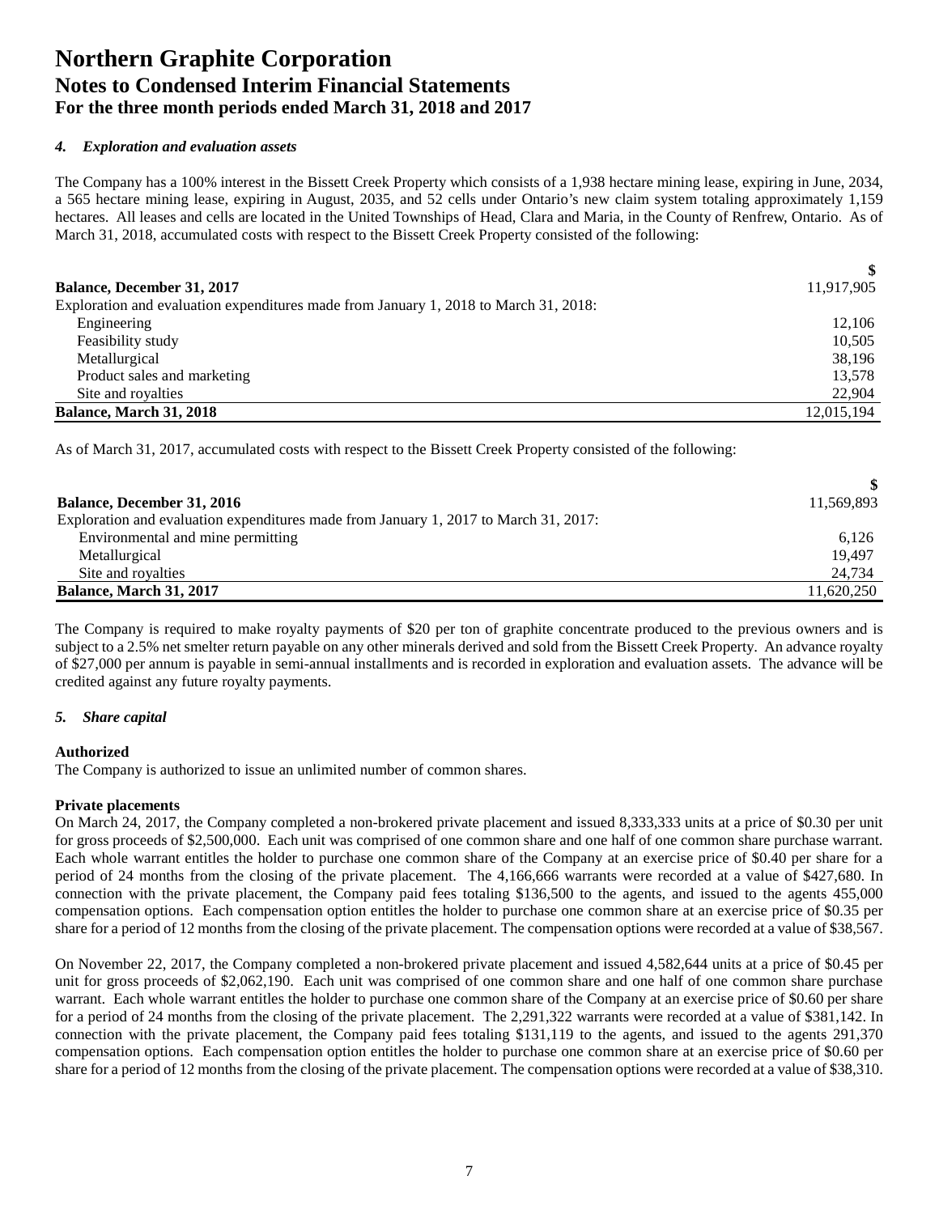### 4. *Exploration and evaluation assets*

The Company has a 100% interest in the Bissett Creek Property which consists of a 1,938 hectare mining lease, expiring in June, 2034, a 565 hectare mining lease, expiring in August, 2035, and 52 cells under Ontario's new claim system totaling approximately 1,159 hectares. All leases and cells are located in the United Townships of Head, Clara and Maria, in the County of Renfrew, Ontario. As of March 31, 2018, accumulated costs with respect to the Bissett Creek Property consisted of the following:

| | $ |
|---|---:|
| **Balance, December 31, 2017** | 11,917,905 |
| Exploration and evaluation expenditures made from January 1, 2018 to March 31, 2018: | |
| Engineering | 12,106 |
| Feasibility study | 10,505 |
| Metallurgical | 38,196 |
| Product sales and marketing | 13,578 |
| Site and royalties | 22,904 |
| **Balance, March 31, 2018** | 12,015,194 |

As of March 31, 2017, accumulated costs with respect to the Bissett Creek Property consisted of the following:

| | $ |
|---|---:|
| **Balance, December 31, 2016** | 11,569,893 |
| Exploration and evaluation expenditures made from January 1, 2017 to March 31, 2017: | |
| Environmental and mine permitting | 6,126 |
| Metallurgical | 19,497 |
| Site and royalties | 24,734 |
| **Balance, March 31, 2017** | 11,620,250 |

The Company is required to make royalty payments of $20 per ton of graphite concentrate produced to the previous owners and is subject to a 2.5% net smelter return payable on any other minerals derived and sold from the Bissett Creek Property. An advance royalty of $27,000 per annum is payable in semi-annual installments and is recorded in exploration and evaluation assets. The advance will be credited against any future royalty payments.

### 5. *Share capital*

**Authorized**

The Company is authorized to issue an unlimited number of common shares.

**Private placements**

On March 24, 2017, the Company completed a non-brokered private placement and issued 8,333,333 units at a price of $0.30 per unit for gross proceeds of $2,500,000. Each unit was comprised of one common share and one half of one common share purchase warrant. Each whole warrant entitles the holder to purchase one common share of the Company at an exercise price of $0.40 per share for a period of 24 months from the closing of the private placement. The 4,166,666 warrants were recorded at a value of $427,680. In connection with the private placement, the Company paid fees totaling $136,500 to the agents, and issued to the agents 455,000 compensation options. Each compensation option entitles the holder to purchase one common share at an exercise price of $0.35 per share for a period of 12 months from the closing of the private placement. The compensation options were recorded at a value of $38,567.

On November 22, 2017, the Company completed a non-brokered private placement and issued 4,582,644 units at a price of $0.45 per unit for gross proceeds of $2,062,190. Each unit was comprised of one common share and one half of one common share purchase warrant. Each whole warrant entitles the holder to purchase one common share of the Company at an exercise price of $0.60 per share for a period of 24 months from the closing of the private placement. The 2,291,322 warrants were recorded at a value of $381,142. In connection with the private placement, the Company paid fees totaling $131,119 to the agents, and issued to the agents 291,370 compensation options. Each compensation option entitles the holder to purchase one common share at an exercise price of $0.60 per share for a period of 12 months from the closing of the private placement. The compensation options were recorded at a value of $38,310.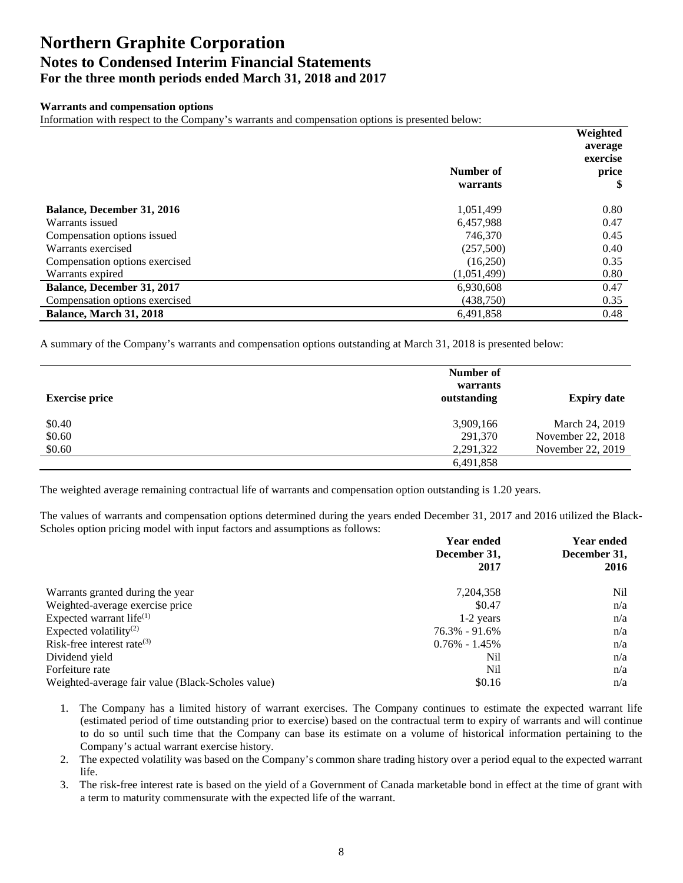# Northern Graphite Corporation
## Notes to Condensed Interim Financial Statements
### For the three month periods ended March 31, 2018 and 2017

**Warrants and compensation options**

Information with respect to the Company's warrants and compensation options is presented below:

| | Number of warrants | Weighted average exercise price $ |
|---|---|---|
| **Balance, December 31, 2016** | 1,051,499 | 0.80 |
| Warrants issued | 6,457,988 | 0.47 |
| Compensation options issued | 746,370 | 0.45 |
| Warrants exercised | (257,500) | 0.40 |
| Compensation options exercised | (16,250) | 0.35 |
| Warrants expired | (1,051,499) | 0.80 |
| **Balance, December 31, 2017** | 6,930,608 | 0.47 |
| Compensation options exercised | (438,750) | 0.35 |
| **Balance, March 31, 2018** | 6,491,858 | 0.48 |

A summary of the Company's warrants and compensation options outstanding at March 31, 2018 is presented below:

| Exercise price | Number of warrants outstanding | Expiry date |
|---|---|---|
| $0.40 | 3,909,166 | March 24, 2019 |
| $0.60 | 291,370 | November 22, 2018 |
| $0.60 | 2,291,322 | November 22, 2019 |
| | 6,491,858 | |

The weighted average remaining contractual life of warrants and compensation option outstanding is 1.20 years.

The values of warrants and compensation options determined during the years ended December 31, 2017 and 2016 utilized the Black-Scholes option pricing model with input factors and assumptions as follows:

| | Year ended December 31, 2017 | Year ended December 31, 2016 |
|---|---|---|
| Warrants granted during the year | 7,204,358 | Nil |
| Weighted-average exercise price | $0.47 | n/a |
| Expected warrant life[(1)] | 1-2 years | n/a |
| Expected volatility[(2)] | 76.3% - 91.6% | n/a |
| Risk-free interest rate[(3)] | 0.76% - 1.45% | n/a |
| Dividend yield | Nil | n/a |
| Forfeiture rate | Nil | n/a |
| Weighted-average fair value (Black-Scholes value) | $0.16 | n/a |

1. The Company has a limited history of warrant exercises. The Company continues to estimate the expected warrant life (estimated period of time outstanding prior to exercise) based on the contractual term to expiry of warrants and will continue to do so until such time that the Company can base its estimate on a volume of historical information pertaining to the Company's actual warrant exercise history.
2. The expected volatility was based on the Company's common share trading history over a period equal to the expected warrant life.
3. The risk-free interest rate is based on the yield of a Government of Canada marketable bond in effect at the time of grant with a term to maturity commensurate with the expected life of the warrant.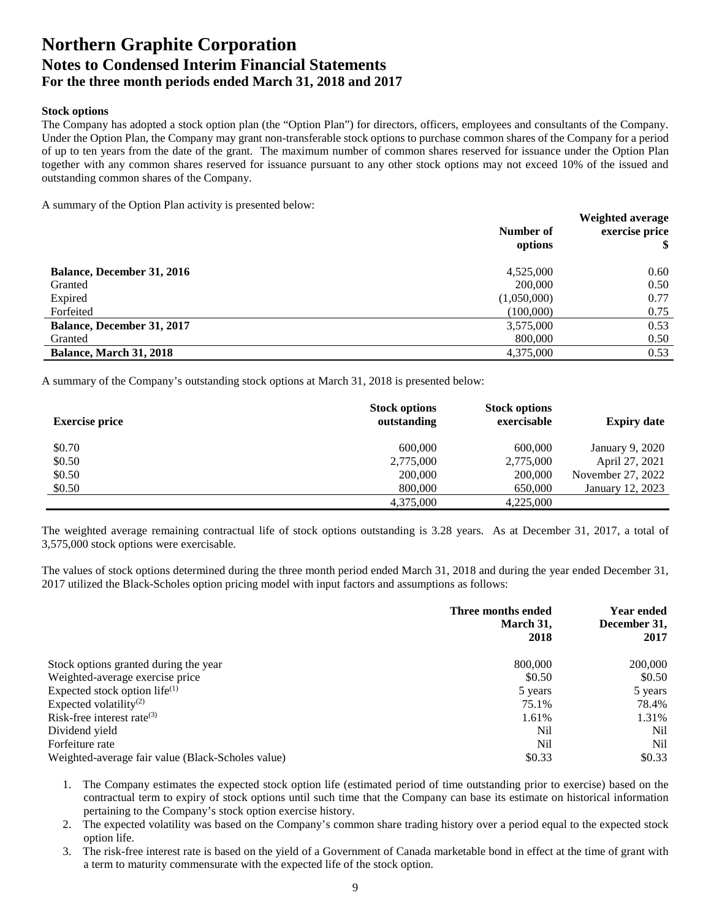# Northern Graphite Corporation
## Notes to Condensed Interim Financial Statements
### For the three month periods ended March 31, 2018 and 2017

**Stock options**

The Company has adopted a stock option plan (the "Option Plan") for directors, officers, employees and consultants of the Company. Under the Option Plan, the Company may grant non-transferable stock options to purchase common shares of the Company for a period of up to ten years from the date of the grant. The maximum number of common shares reserved for issuance under the Option Plan together with any common shares reserved for issuance pursuant to any other stock options may not exceed 10% of the issued and outstanding common shares of the Company.

A summary of the Option Plan activity is presented below:

| | Number of options | Weighted average exercise price $ |
|---|---|---|
| **Balance, December 31, 2016** | 4,525,000 | 0.60 |
| Granted | 200,000 | 0.50 |
| Expired | (1,050,000) | 0.77 |
| Forfeited | (100,000) | 0.75 |
| **Balance, December 31, 2017** | 3,575,000 | 0.53 |
| Granted | 800,000 | 0.50 |
| **Balance, March 31, 2018** | 4,375,000 | 0.53 |

A summary of the Company's outstanding stock options at March 31, 2018 is presented below:

| Exercise price | Stock options outstanding | Stock options exercisable | Expiry date |
|---|---|---|---|
| $0.70 | 600,000 | 600,000 | January 9, 2020 |
| $0.50 | 2,775,000 | 2,775,000 | April 27, 2021 |
| $0.50 | 200,000 | 200,000 | November 27, 2022 |
| $0.50 | 800,000 | 650,000 | January 12, 2023 |
| | 4,375,000 | 4,225,000 | |

The weighted average remaining contractual life of stock options outstanding is 3.28 years. As at December 31, 2017, a total of 3,575,000 stock options were exercisable.

The values of stock options determined during the three month period ended March 31, 2018 and during the year ended December 31, 2017 utilized the Black-Scholes option pricing model with input factors and assumptions as follows:

| | Three months ended March 31, 2018 | Year ended December 31, 2017 |
|---|---|---|
| Stock options granted during the year | 800,000 | 200,000 |
| Weighted-average exercise price | $0.50 | $0.50 |
| Expected stock option life[(1)] | 5 years | 5 years |
| Expected volatility[(2)] | 75.1% | 78.4% |
| Risk-free interest rate[(3)] | 1.61% | 1.31% |
| Dividend yield | Nil | Nil |
| Forfeiture rate | Nil | Nil |
| Weighted-average fair value (Black-Scholes value) | $0.33 | $0.33 |

1. The Company estimates the expected stock option life (estimated period of time outstanding prior to exercise) based on the contractual term to expiry of stock options until such time that the Company can base its estimate on historical information pertaining to the Company's stock option exercise history.
2. The expected volatility was based on the Company's common share trading history over a period equal to the expected stock option life.
3. The risk-free interest rate is based on the yield of a Government of Canada marketable bond in effect at the time of grant with a term to maturity commensurate with the expected life of the stock option.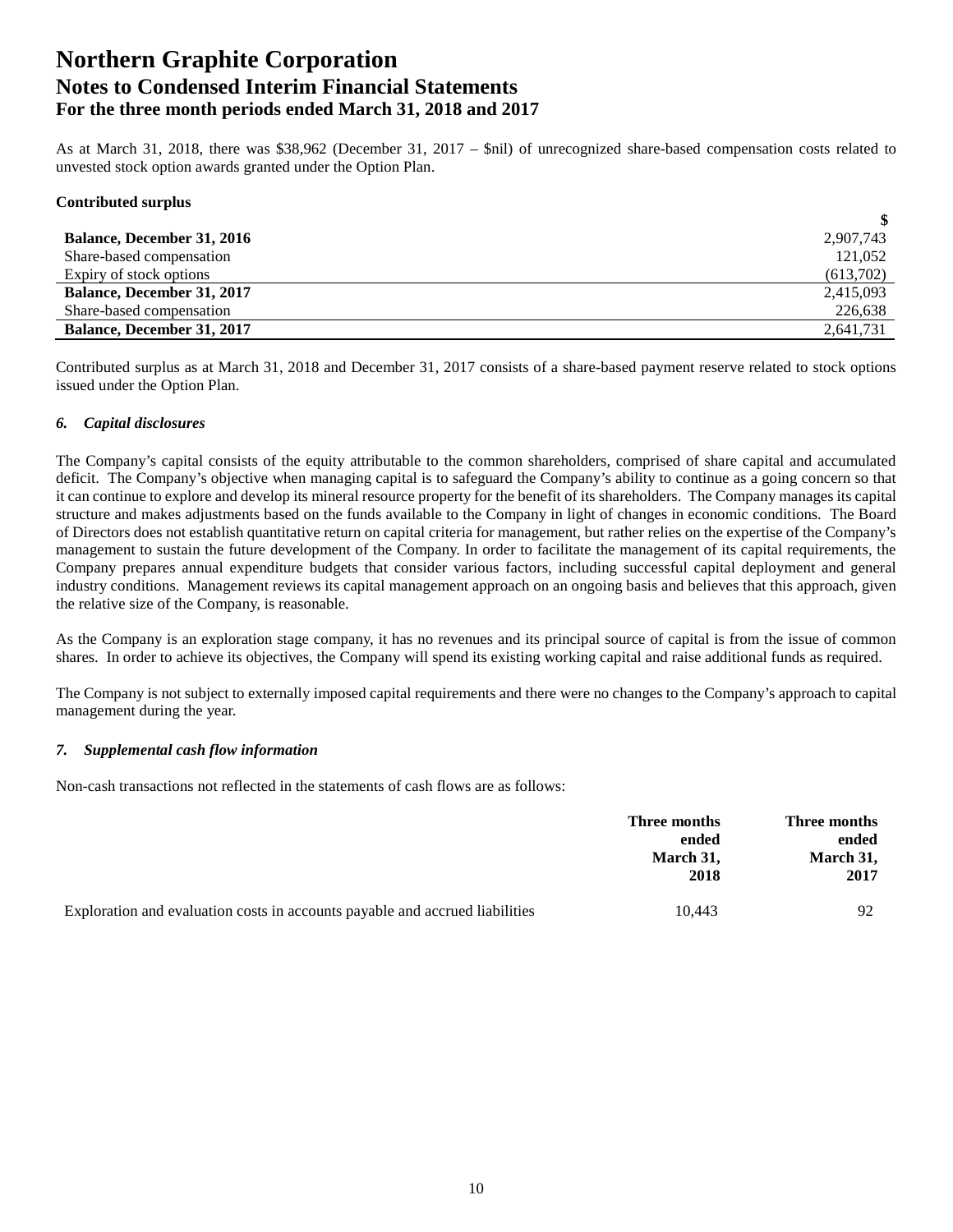As at March 31, 2018, there was $38,962 (December 31, 2017 – $nil) of unrecognized share-based compensation costs related to unvested stock option awards granted under the Option Plan.

**Contributed surplus**

| | $ |
|---|---|
| **Balance, December 31, 2016** | 2,907,743 |
| Share-based compensation | 121,052 |
| Expiry of stock options | (613,702) |
| **Balance, December 31, 2017** | 2,415,093 |
| Share-based compensation | 226,638 |
| **Balance, December 31, 2017** | 2,641,731 |

Contributed surplus as at March 31, 2018 and December 31, 2017 consists of a share-based payment reserve related to stock options issued under the Option Plan.

### *6. Capital disclosures*

The Company's capital consists of the equity attributable to the common shareholders, comprised of share capital and accumulated deficit. The Company's objective when managing capital is to safeguard the Company's ability to continue as a going concern so that it can continue to explore and develop its mineral resource property for the benefit of its shareholders. The Company manages its capital structure and makes adjustments based on the funds available to the Company in light of changes in economic conditions. The Board of Directors does not establish quantitative return on capital criteria for management, but rather relies on the expertise of the Company's management to sustain the future development of the Company. In order to facilitate the management of its capital requirements, the Company prepares annual expenditure budgets that consider various factors, including successful capital deployment and general industry conditions. Management reviews its capital management approach on an ongoing basis and believes that this approach, given the relative size of the Company, is reasonable.

As the Company is an exploration stage company, it has no revenues and its principal source of capital is from the issue of common shares. In order to achieve its objectives, the Company will spend its existing working capital and raise additional funds as required.

The Company is not subject to externally imposed capital requirements and there were no changes to the Company's approach to capital management during the year.

### *7. Supplemental cash flow information*

Non-cash transactions not reflected in the statements of cash flows are as follows:

| | **Three months ended March 31, 2018** | **Three months ended March 31, 2017** |
|---|---|---|
| Exploration and evaluation costs in accounts payable and accrued liabilities | 10,443 | 92 |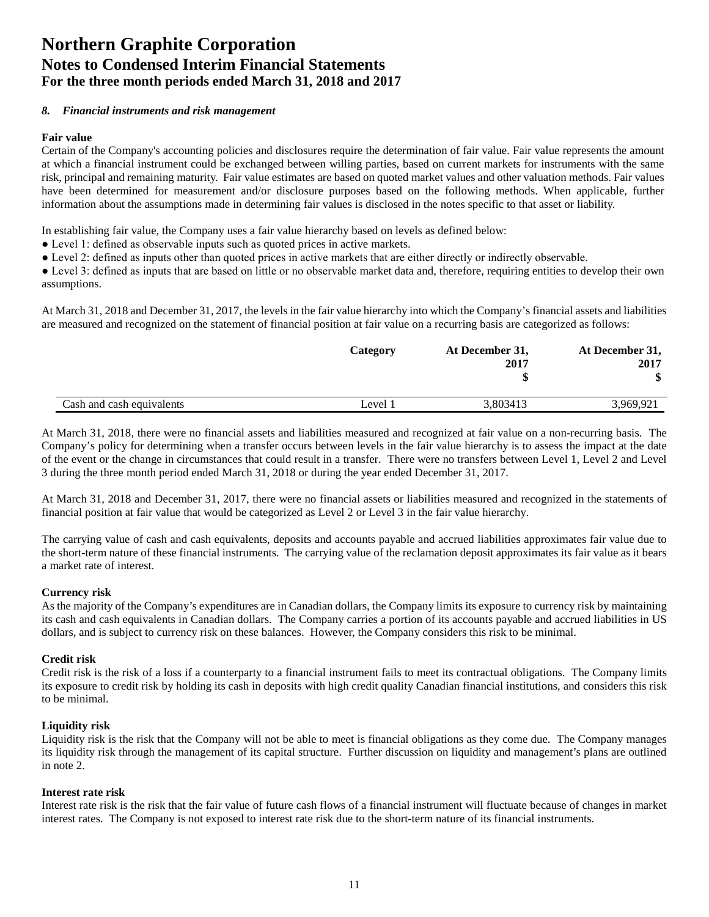# Northern Graphite Corporation
## Notes to Condensed Interim Financial Statements
## For the three month periods ended March 31, 2018 and 2017

### *8. Financial instruments and risk management*

**Fair value**

Certain of the Company's accounting policies and disclosures require the determination of fair value. Fair value represents the amount at which a financial instrument could be exchanged between willing parties, based on current markets for instruments with the same risk, principal and remaining maturity. Fair value estimates are based on quoted market values and other valuation methods. Fair values have been determined for measurement and/or disclosure purposes based on the following methods. When applicable, further information about the assumptions made in determining fair values is disclosed in the notes specific to that asset or liability.

In establishing fair value, the Company uses a fair value hierarchy based on levels as defined below:

- Level 1: defined as observable inputs such as quoted prices in active markets.
- Level 2: defined as inputs other than quoted prices in active markets that are either directly or indirectly observable.
- Level 3: defined as inputs that are based on little or no observable market data and, therefore, requiring entities to develop their own assumptions.

At March 31, 2018 and December 31, 2017, the levels in the fair value hierarchy into which the Company's financial assets and liabilities are measured and recognized on the statement of financial position at fair value on a recurring basis are categorized as follows:

| | Category | At December 31, 2017 $ | At December 31, 2017 $ |
|---|---|---|---|
| Cash and cash equivalents | Level 1 | 3,803413 | 3,969,921 |

At March 31, 2018, there were no financial assets and liabilities measured and recognized at fair value on a non-recurring basis. The Company's policy for determining when a transfer occurs between levels in the fair value hierarchy is to assess the impact at the date of the event or the change in circumstances that could result in a transfer. There were no transfers between Level 1, Level 2 and Level 3 during the three month period ended March 31, 2018 or during the year ended December 31, 2017.

At March 31, 2018 and December 31, 2017, there were no financial assets or liabilities measured and recognized in the statements of financial position at fair value that would be categorized as Level 2 or Level 3 in the fair value hierarchy.

The carrying value of cash and cash equivalents, deposits and accounts payable and accrued liabilities approximates fair value due to the short-term nature of these financial instruments. The carrying value of the reclamation deposit approximates its fair value as it bears a market rate of interest.

**Currency risk**

As the majority of the Company's expenditures are in Canadian dollars, the Company limits its exposure to currency risk by maintaining its cash and cash equivalents in Canadian dollars. The Company carries a portion of its accounts payable and accrued liabilities in US dollars, and is subject to currency risk on these balances. However, the Company considers this risk to be minimal.

**Credit risk**

Credit risk is the risk of a loss if a counterparty to a financial instrument fails to meet its contractual obligations. The Company limits its exposure to credit risk by holding its cash in deposits with high credit quality Canadian financial institutions, and considers this risk to be minimal.

**Liquidity risk**

Liquidity risk is the risk that the Company will not be able to meet is financial obligations as they come due. The Company manages its liquidity risk through the management of its capital structure. Further discussion on liquidity and management's plans are outlined in note 2.

**Interest rate risk**

Interest rate risk is the risk that the fair value of future cash flows of a financial instrument will fluctuate because of changes in market interest rates. The Company is not exposed to interest rate risk due to the short-term nature of its financial instruments.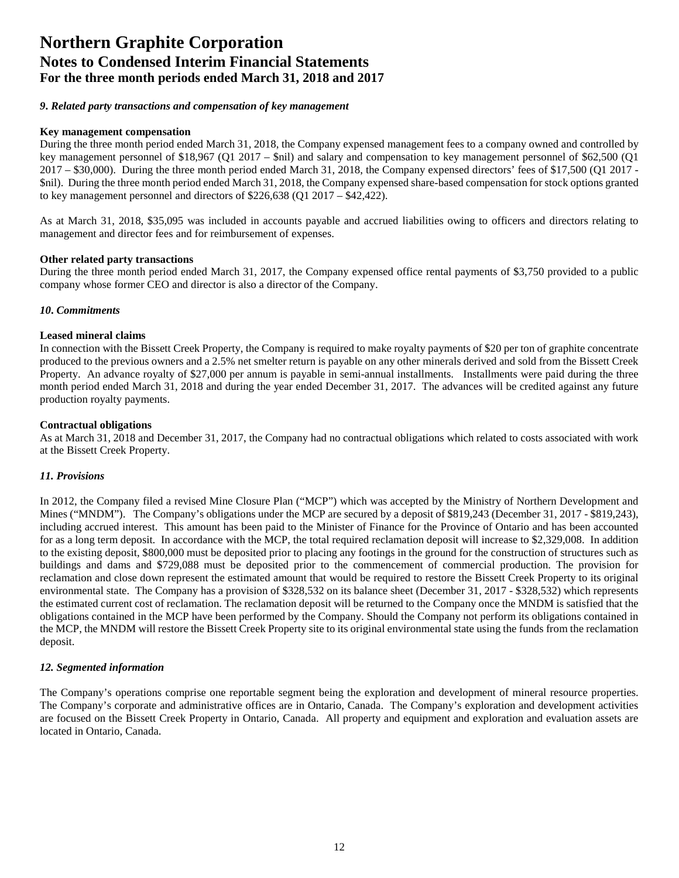### *9. Related party transactions and compensation of key management*

**Key management compensation**

During the three month period ended March 31, 2018, the Company expensed management fees to a company owned and controlled by key management personnel of $18,967 (Q1 2017 – $nil) and salary and compensation to key management personnel of $62,500 (Q1 2017 – $30,000). During the three month period ended March 31, 2018, the Company expensed directors' fees of $17,500 (Q1 2017 - $nil). During the three month period ended March 31, 2018, the Company expensed share-based compensation for stock options granted to key management personnel and directors of $226,638 (Q1 2017 – $42,422).

As at March 31, 2018, $35,095 was included in accounts payable and accrued liabilities owing to officers and directors relating to management and director fees and for reimbursement of expenses.

**Other related party transactions**

During the three month period ended March 31, 2017, the Company expensed office rental payments of $3,750 provided to a public company whose former CEO and director is also a director of the Company.

### *10. Commitments*

**Leased mineral claims**

In connection with the Bissett Creek Property, the Company is required to make royalty payments of $20 per ton of graphite concentrate produced to the previous owners and a 2.5% net smelter return is payable on any other minerals derived and sold from the Bissett Creek Property. An advance royalty of $27,000 per annum is payable in semi-annual installments. Installments were paid during the three month period ended March 31, 2018 and during the year ended December 31, 2017. The advances will be credited against any future production royalty payments.

**Contractual obligations**

As at March 31, 2018 and December 31, 2017, the Company had no contractual obligations which related to costs associated with work at the Bissett Creek Property.

### *11. Provisions*

In 2012, the Company filed a revised Mine Closure Plan ("MCP") which was accepted by the Ministry of Northern Development and Mines ("MNDM"). The Company's obligations under the MCP are secured by a deposit of $819,243 (December 31, 2017 - $819,243), including accrued interest. This amount has been paid to the Minister of Finance for the Province of Ontario and has been accounted for as a long term deposit. In accordance with the MCP, the total required reclamation deposit will increase to $2,329,008. In addition to the existing deposit, $800,000 must be deposited prior to placing any footings in the ground for the construction of structures such as buildings and dams and $729,088 must be deposited prior to the commencement of commercial production. The provision for reclamation and close down represent the estimated amount that would be required to restore the Bissett Creek Property to its original environmental state. The Company has a provision of $328,532 on its balance sheet (December 31, 2017 - $328,532) which represents the estimated current cost of reclamation. The reclamation deposit will be returned to the Company once the MNDM is satisfied that the obligations contained in the MCP have been performed by the Company. Should the Company not perform its obligations contained in the MCP, the MNDM will restore the Bissett Creek Property site to its original environmental state using the funds from the reclamation deposit.

### *12. Segmented information*

The Company's operations comprise one reportable segment being the exploration and development of mineral resource properties. The Company's corporate and administrative offices are in Ontario, Canada. The Company's exploration and development activities are focused on the Bissett Creek Property in Ontario, Canada. All property and equipment and exploration and evaluation assets are located in Ontario, Canada.